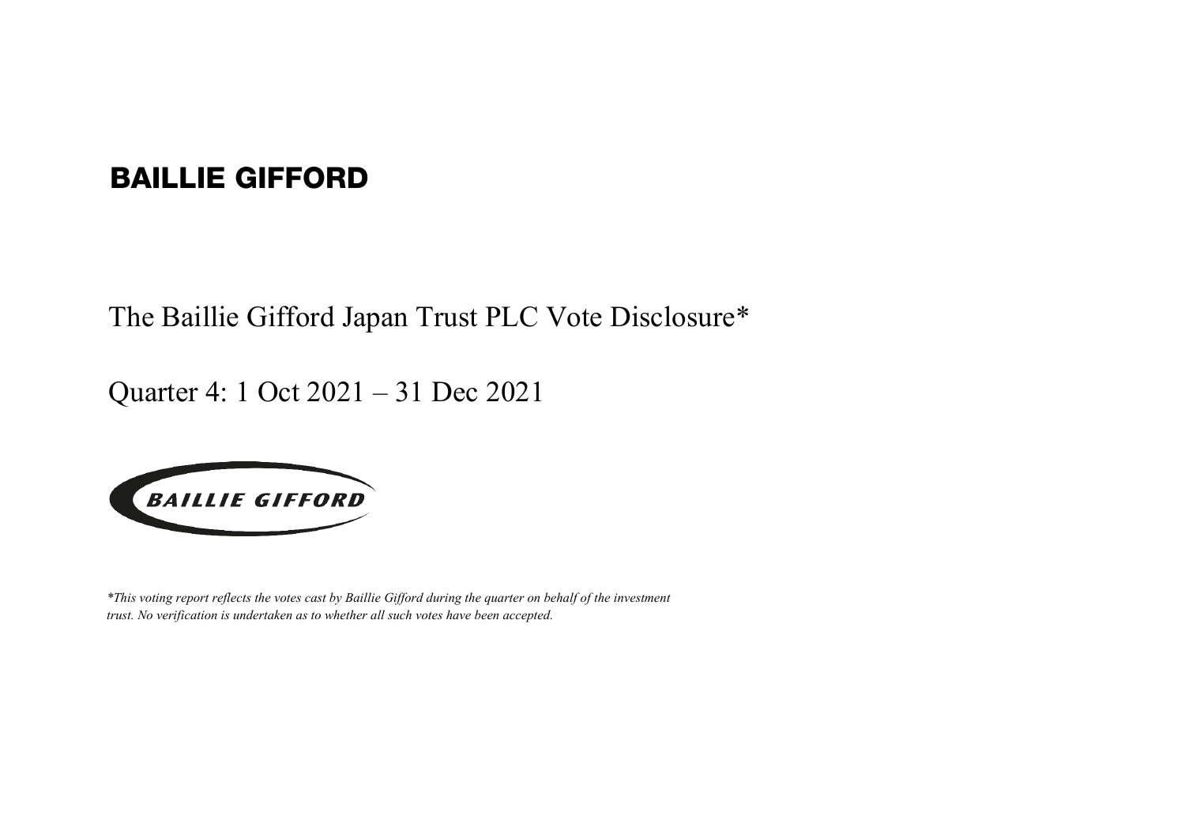**BAILLIE GIFFORD**

# The Baillie Gifford Japan Trust PLC Vote Disclosure*

## Quarter 4: 1 Oct 2021 – 31 Dec 2021

*\*This voting report reflects the votes cast by Baillie Gifford during the quarter on behalf of the investment trust. No verification is undertaken as to whether all such votes have been accepted.*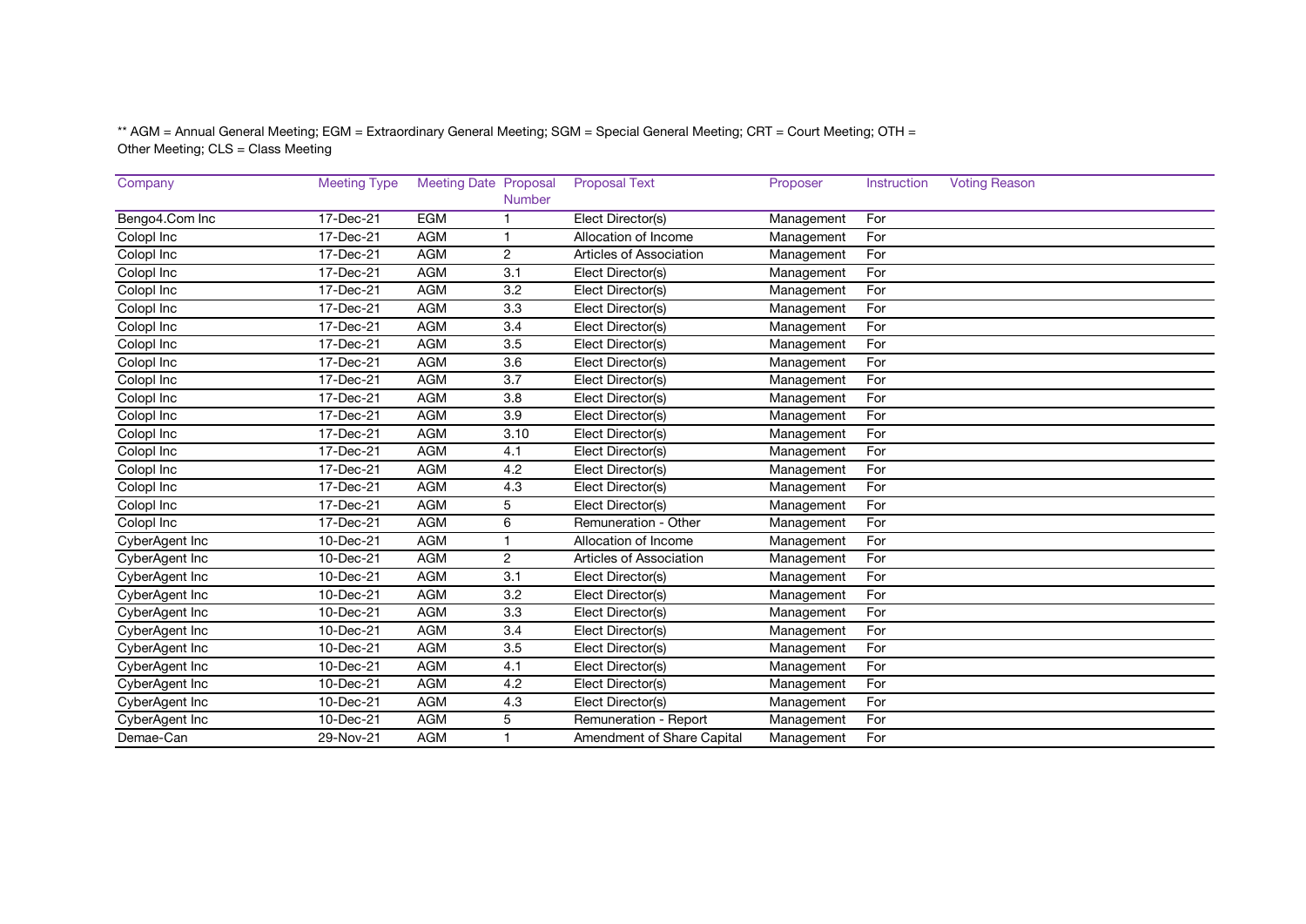** AGM = Annual General Meeting; EGM = Extraordinary General Meeting; SGM = Special General Meeting; CRT = Court Meeting; OTH = Other Meeting; CLS = Class Meeting

| Company | Meeting Type | Meeting Date | Proposal Number | Proposal Text | Proposer | Instruction | Voting Reason |
|---|---|---|---|---|---|---|---|
| Bengo4.Com Inc | 17-Dec-21 | EGM | 1 | Elect Director(s) | Management | For | |
| Colopl Inc | 17-Dec-21 | AGM | 1 | Allocation of Income | Management | For | |
| Colopl Inc | 17-Dec-21 | AGM | 2 | Articles of Association | Management | For | |
| Colopl Inc | 17-Dec-21 | AGM | 3.1 | Elect Director(s) | Management | For | |
| Colopl Inc | 17-Dec-21 | AGM | 3.2 | Elect Director(s) | Management | For | |
| Colopl Inc | 17-Dec-21 | AGM | 3.3 | Elect Director(s) | Management | For | |
| Colopl Inc | 17-Dec-21 | AGM | 3.4 | Elect Director(s) | Management | For | |
| Colopl Inc | 17-Dec-21 | AGM | 3.5 | Elect Director(s) | Management | For | |
| Colopl Inc | 17-Dec-21 | AGM | 3.6 | Elect Director(s) | Management | For | |
| Colopl Inc | 17-Dec-21 | AGM | 3.7 | Elect Director(s) | Management | For | |
| Colopl Inc | 17-Dec-21 | AGM | 3.8 | Elect Director(s) | Management | For | |
| Colopl Inc | 17-Dec-21 | AGM | 3.9 | Elect Director(s) | Management | For | |
| Colopl Inc | 17-Dec-21 | AGM | 3.10 | Elect Director(s) | Management | For | |
| Colopl Inc | 17-Dec-21 | AGM | 4.1 | Elect Director(s) | Management | For | |
| Colopl Inc | 17-Dec-21 | AGM | 4.2 | Elect Director(s) | Management | For | |
| Colopl Inc | 17-Dec-21 | AGM | 4.3 | Elect Director(s) | Management | For | |
| Colopl Inc | 17-Dec-21 | AGM | 5 | Elect Director(s) | Management | For | |
| Colopl Inc | 17-Dec-21 | AGM | 6 | Remuneration - Other | Management | For | |
| CyberAgent Inc | 10-Dec-21 | AGM | 1 | Allocation of Income | Management | For | |
| CyberAgent Inc | 10-Dec-21 | AGM | 2 | Articles of Association | Management | For | |
| CyberAgent Inc | 10-Dec-21 | AGM | 3.1 | Elect Director(s) | Management | For | |
| CyberAgent Inc | 10-Dec-21 | AGM | 3.2 | Elect Director(s) | Management | For | |
| CyberAgent Inc | 10-Dec-21 | AGM | 3.3 | Elect Director(s) | Management | For | |
| CyberAgent Inc | 10-Dec-21 | AGM | 3.4 | Elect Director(s) | Management | For | |
| CyberAgent Inc | 10-Dec-21 | AGM | 3.5 | Elect Director(s) | Management | For | |
| CyberAgent Inc | 10-Dec-21 | AGM | 4.1 | Elect Director(s) | Management | For | |
| CyberAgent Inc | 10-Dec-21 | AGM | 4.2 | Elect Director(s) | Management | For | |
| CyberAgent Inc | 10-Dec-21 | AGM | 4.3 | Elect Director(s) | Management | For | |
| CyberAgent Inc | 10-Dec-21 | AGM | 5 | Remuneration - Report | Management | For | |
| Demae-Can | 29-Nov-21 | AGM | 1 | Amendment of Share Capital | Management | For | |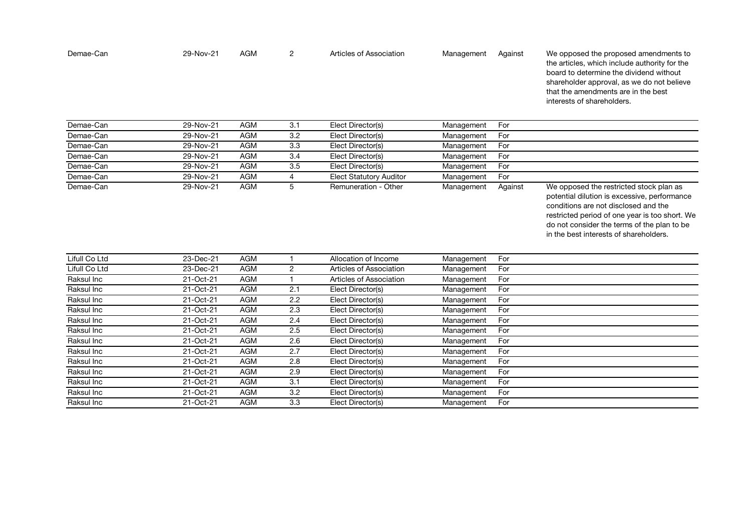| | | | | | | | |
|---|---|---|---|---|---|---|---|
| Demae-Can | 29-Nov-21 | AGM | 2 | Articles of Association | Management | Against | We opposed the proposed amendments to the articles, which include authority for the board to determine the dividend without shareholder approval, as we do not believe that the amendments are in the best interests of shareholders. |
| Demae-Can | 29-Nov-21 | AGM | 3.1 | Elect Director(s) | Management | For | |
| Demae-Can | 29-Nov-21 | AGM | 3.2 | Elect Director(s) | Management | For | |
| Demae-Can | 29-Nov-21 | AGM | 3.3 | Elect Director(s) | Management | For | |
| Demae-Can | 29-Nov-21 | AGM | 3.4 | Elect Director(s) | Management | For | |
| Demae-Can | 29-Nov-21 | AGM | 3.5 | Elect Director(s) | Management | For | |
| Demae-Can | 29-Nov-21 | AGM | 4 | Elect Statutory Auditor | Management | For | |
| Demae-Can | 29-Nov-21 | AGM | 5 | Remuneration - Other | Management | Against | We opposed the restricted stock plan as potential dilution is excessive, performance conditions are not disclosed and the restricted period of one year is too short. We do not consider the terms of the plan to be in the best interests of shareholders. |
| Lifull Co Ltd | 23-Dec-21 | AGM | 1 | Allocation of Income | Management | For | |
| Lifull Co Ltd | 23-Dec-21 | AGM | 2 | Articles of Association | Management | For | |
| Raksul Inc | 21-Oct-21 | AGM | 1 | Articles of Association | Management | For | |
| Raksul Inc | 21-Oct-21 | AGM | 2.1 | Elect Director(s) | Management | For | |
| Raksul Inc | 21-Oct-21 | AGM | 2.2 | Elect Director(s) | Management | For | |
| Raksul Inc | 21-Oct-21 | AGM | 2.3 | Elect Director(s) | Management | For | |
| Raksul Inc | 21-Oct-21 | AGM | 2.4 | Elect Director(s) | Management | For | |
| Raksul Inc | 21-Oct-21 | AGM | 2.5 | Elect Director(s) | Management | For | |
| Raksul Inc | 21-Oct-21 | AGM | 2.6 | Elect Director(s) | Management | For | |
| Raksul Inc | 21-Oct-21 | AGM | 2.7 | Elect Director(s) | Management | For | |
| Raksul Inc | 21-Oct-21 | AGM | 2.8 | Elect Director(s) | Management | For | |
| Raksul Inc | 21-Oct-21 | AGM | 2.9 | Elect Director(s) | Management | For | |
| Raksul Inc | 21-Oct-21 | AGM | 3.1 | Elect Director(s) | Management | For | |
| Raksul Inc | 21-Oct-21 | AGM | 3.2 | Elect Director(s) | Management | For | |
| Raksul Inc | 21-Oct-21 | AGM | 3.3 | Elect Director(s) | Management | For | |